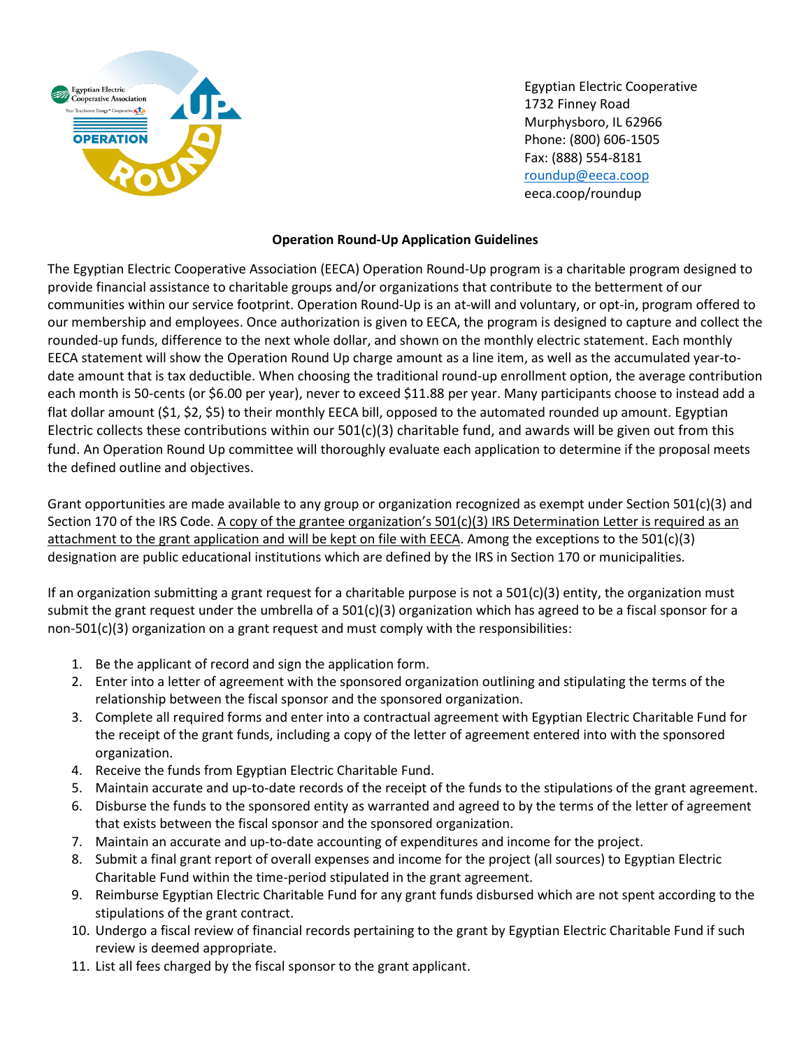Egyptian Electric Cooperative
1732 Finney Road
Murphysboro, IL 62966
Phone: (800) 606-1505
Fax: (888) 554-8181
roundup@eeca.coop
eeca.coop/roundup

## Operation Round-Up Application Guidelines

The Egyptian Electric Cooperative Association (EECA) Operation Round-Up program is a charitable program designed to provide financial assistance to charitable groups and/or organizations that contribute to the betterment of our communities within our service footprint. Operation Round-Up is an at-will and voluntary, or opt-in, program offered to our membership and employees. Once authorization is given to EECA, the program is designed to capture and collect the rounded-up funds, difference to the next whole dollar, and shown on the monthly electric statement. Each monthly EECA statement will show the Operation Round Up charge amount as a line item, as well as the accumulated year-to-date amount that is tax deductible. When choosing the traditional round-up enrollment option, the average contribution each month is 50-cents (or $6.00 per year), never to exceed $11.88 per year. Many participants choose to instead add a flat dollar amount ($1, $2, $5) to their monthly EECA bill, opposed to the automated rounded up amount. Egyptian Electric collects these contributions within our 501(c)(3) charitable fund, and awards will be given out from this fund. An Operation Round Up committee will thoroughly evaluate each application to determine if the proposal meets the defined outline and objectives.

Grant opportunities are made available to any group or organization recognized as exempt under Section 501(c)(3) and Section 170 of the IRS Code. <u>A copy of the grantee organization's 501(c)(3) IRS Determination Letter is required as an attachment to the grant application and will be kept on file with EECA</u>. Among the exceptions to the 501(c)(3) designation are public educational institutions which are defined by the IRS in Section 170 or municipalities.

If an organization submitting a grant request for a charitable purpose is not a 501(c)(3) entity, the organization must submit the grant request under the umbrella of a 501(c)(3) organization which has agreed to be a fiscal sponsor for a non-501(c)(3) organization on a grant request and must comply with the responsibilities:

1. Be the applicant of record and sign the application form.
2. Enter into a letter of agreement with the sponsored organization outlining and stipulating the terms of the relationship between the fiscal sponsor and the sponsored organization.
3. Complete all required forms and enter into a contractual agreement with Egyptian Electric Charitable Fund for the receipt of the grant funds, including a copy of the letter of agreement entered into with the sponsored organization.
4. Receive the funds from Egyptian Electric Charitable Fund.
5. Maintain accurate and up-to-date records of the receipt of the funds to the stipulations of the grant agreement.
6. Disburse the funds to the sponsored entity as warranted and agreed to by the terms of the letter of agreement that exists between the fiscal sponsor and the sponsored organization.
7. Maintain an accurate and up-to-date accounting of expenditures and income for the project.
8. Submit a final grant report of overall expenses and income for the project (all sources) to Egyptian Electric Charitable Fund within the time-period stipulated in the grant agreement.
9. Reimburse Egyptian Electric Charitable Fund for any grant funds disbursed which are not spent according to the stipulations of the grant contract.
10. Undergo a fiscal review of financial records pertaining to the grant by Egyptian Electric Charitable Fund if such review is deemed appropriate.
11. List all fees charged by the fiscal sponsor to the grant applicant.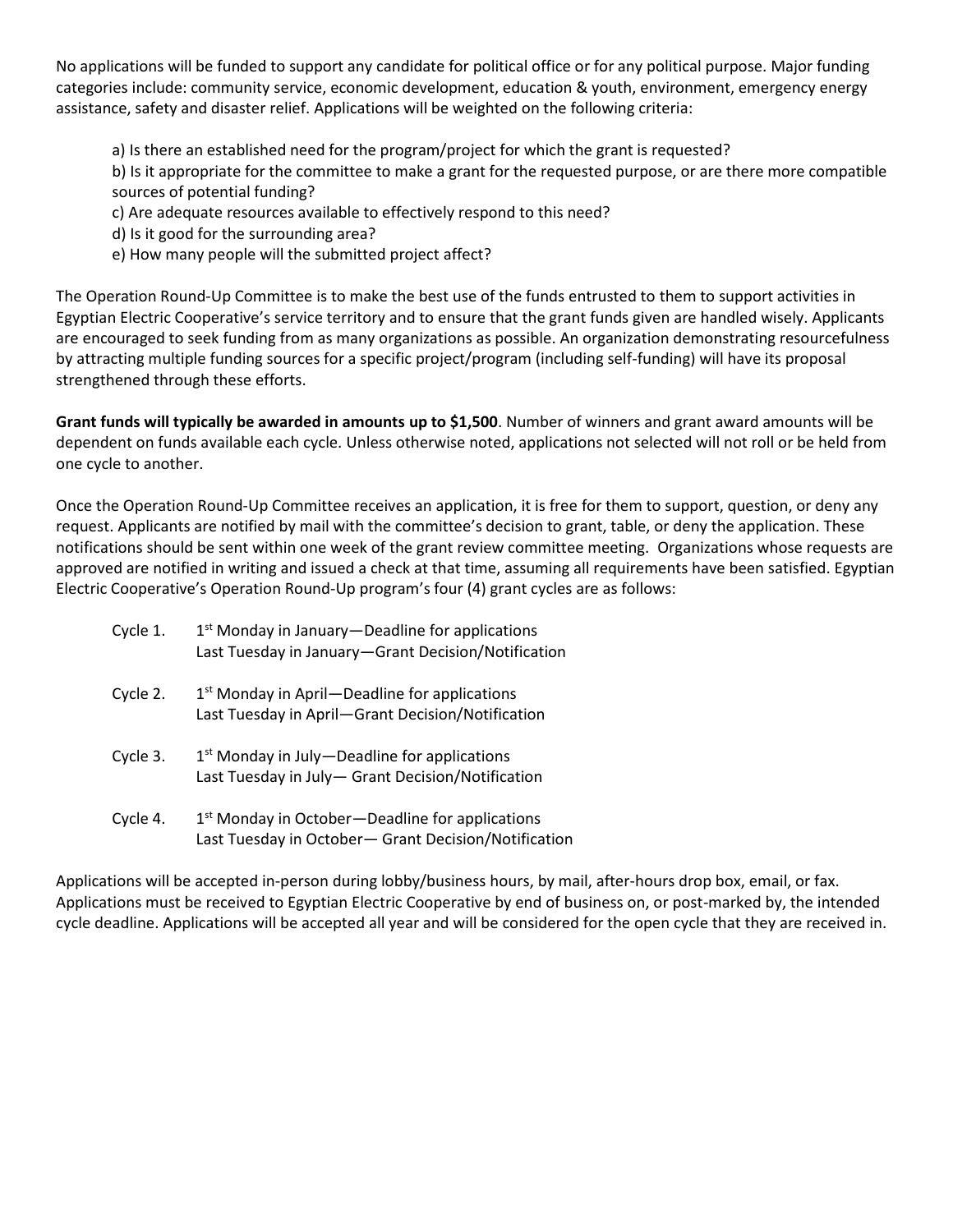No applications will be funded to support any candidate for political office or for any political purpose. Major funding categories include: community service, economic development, education & youth, environment, emergency energy assistance, safety and disaster relief. Applications will be weighted on the following criteria:

a) Is there an established need for the program/project for which the grant is requested?
b) Is it appropriate for the committee to make a grant for the requested purpose, or are there more compatible sources of potential funding?
c) Are adequate resources available to effectively respond to this need?
d) Is it good for the surrounding area?
e) How many people will the submitted project affect?

The Operation Round-Up Committee is to make the best use of the funds entrusted to them to support activities in Egyptian Electric Cooperative's service territory and to ensure that the grant funds given are handled wisely. Applicants are encouraged to seek funding from as many organizations as possible. An organization demonstrating resourcefulness by attracting multiple funding sources for a specific project/program (including self-funding) will have its proposal strengthened through these efforts.

**Grant funds will typically be awarded in amounts up to $1,500**. Number of winners and grant award amounts will be dependent on funds available each cycle. Unless otherwise noted, applications not selected will not roll or be held from one cycle to another.

Once the Operation Round-Up Committee receives an application, it is free for them to support, question, or deny any request. Applicants are notified by mail with the committee's decision to grant, table, or deny the application. These notifications should be sent within one week of the grant review committee meeting. Organizations whose requests are approved are notified in writing and issued a check at that time, assuming all requirements have been satisfied. Egyptian Electric Cooperative's Operation Round-Up program's four (4) grant cycles are as follows:

Cycle 1. 1st Monday in January—Deadline for applications
Last Tuesday in January—Grant Decision/Notification

Cycle 2. 1st Monday in April—Deadline for applications
Last Tuesday in April—Grant Decision/Notification

Cycle 3. 1st Monday in July—Deadline for applications
Last Tuesday in July— Grant Decision/Notification

Cycle 4. 1st Monday in October—Deadline for applications
Last Tuesday in October— Grant Decision/Notification

Applications will be accepted in-person during lobby/business hours, by mail, after-hours drop box, email, or fax. Applications must be received to Egyptian Electric Cooperative by end of business on, or post-marked by, the intended cycle deadline. Applications will be accepted all year and will be considered for the open cycle that they are received in.